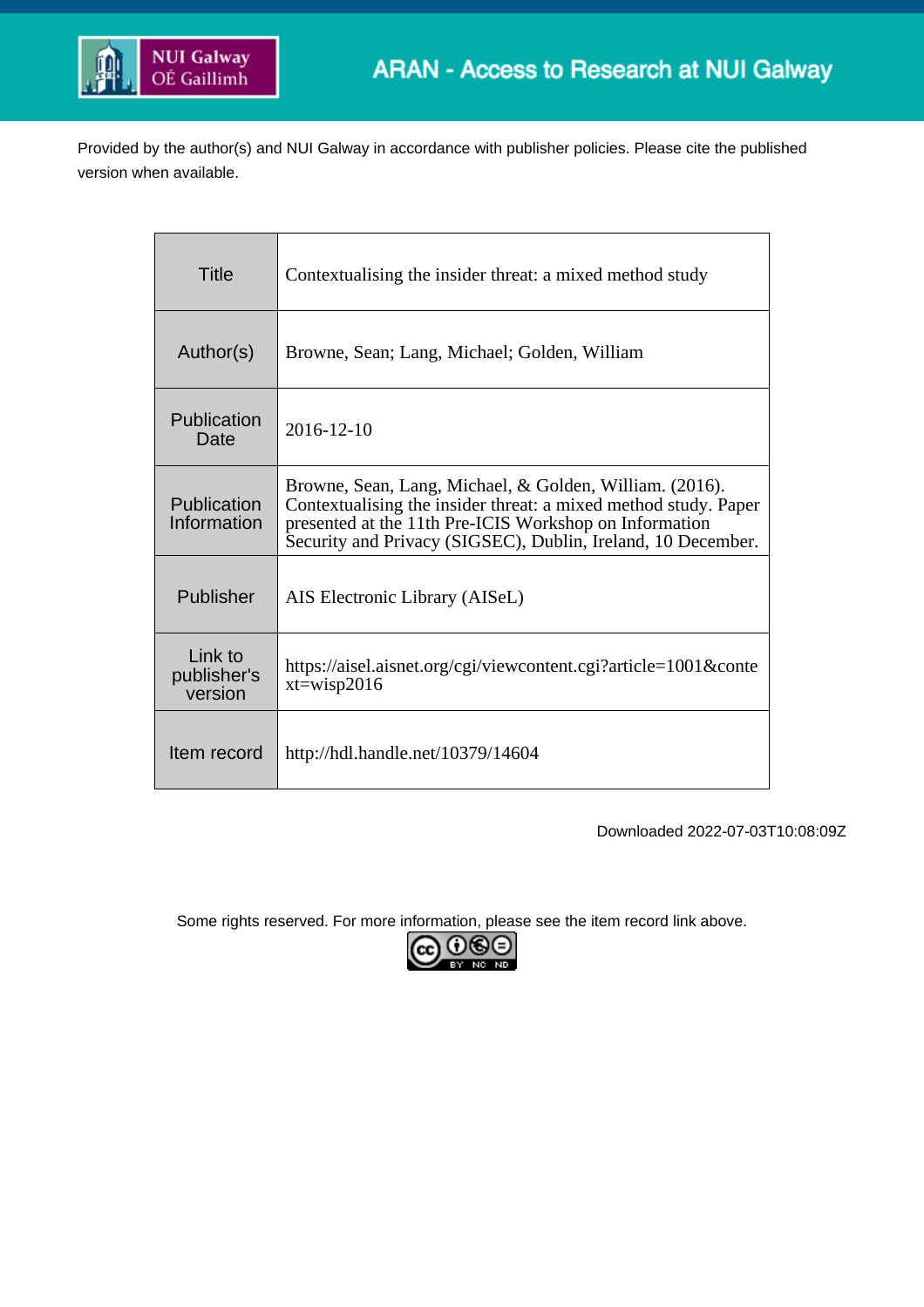ARAN - Access to Research at NUI Galway

Provided by the author(s) and NUI Galway in accordance with publisher policies. Please cite the published version when available.

| Title | Contextualising the insider threat: a mixed method study |
|---|---|
| Author(s) | Browne, Sean; Lang, Michael; Golden, William |
| Publication Date | 2016-12-10 |
| Publication Information | Browne, Sean, Lang, Michael, & Golden, William. (2016). Contextualising the insider threat: a mixed method study. Paper presented at the 11th Pre-ICIS Workshop on Information Security and Privacy (SIGSEC), Dublin, Ireland, 10 December. |
| Publisher | AIS Electronic Library (AISeL) |
| Link to publisher's version | https://aisel.aisnet.org/cgi/viewcontent.cgi?article=1001&context=wisp2016 |
| Item record | http://hdl.handle.net/10379/14604 |

Downloaded 2022-07-03T10:08:09Z

Some rights reserved. For more information, please see the item record link above.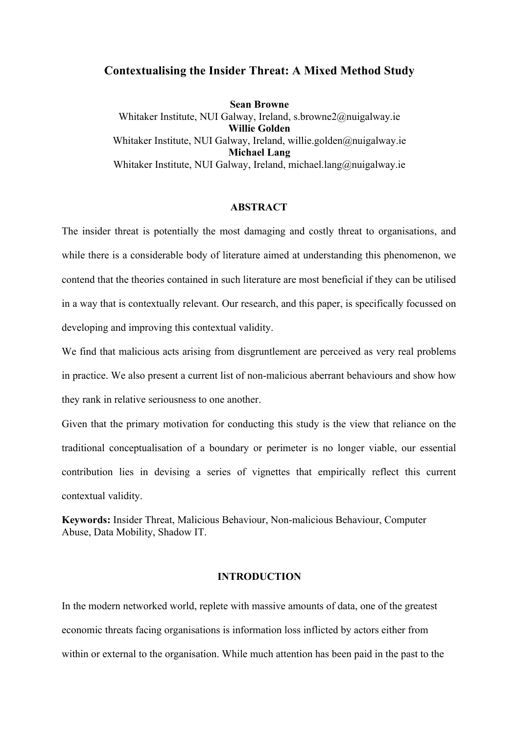# Contextualising the Insider Threat: A Mixed Method Study

**Sean Browne**
Whitaker Institute, NUI Galway, Ireland, s.browne2@nuigalway.ie
**Willie Golden**
Whitaker Institute, NUI Galway, Ireland, willie.golden@nuigalway.ie
**Michael Lang**
Whitaker Institute, NUI Galway, Ireland, michael.lang@nuigalway.ie

## ABSTRACT

The insider threat is potentially the most damaging and costly threat to organisations, and while there is a considerable body of literature aimed at understanding this phenomenon, we contend that the theories contained in such literature are most beneficial if they can be utilised in a way that is contextually relevant. Our research, and this paper, is specifically focussed on developing and improving this contextual validity.

We find that malicious acts arising from disgruntlement are perceived as very real problems in practice. We also present a current list of non-malicious aberrant behaviours and show how they rank in relative seriousness to one another.

Given that the primary motivation for conducting this study is the view that reliance on the traditional conceptualisation of a boundary or perimeter is no longer viable, our essential contribution lies in devising a series of vignettes that empirically reflect this current contextual validity.

**Keywords:** Insider Threat, Malicious Behaviour, Non-malicious Behaviour, Computer Abuse, Data Mobility, Shadow IT.

## INTRODUCTION

In the modern networked world, replete with massive amounts of data, one of the greatest economic threats facing organisations is information loss inflicted by actors either from within or external to the organisation. While much attention has been paid in the past to the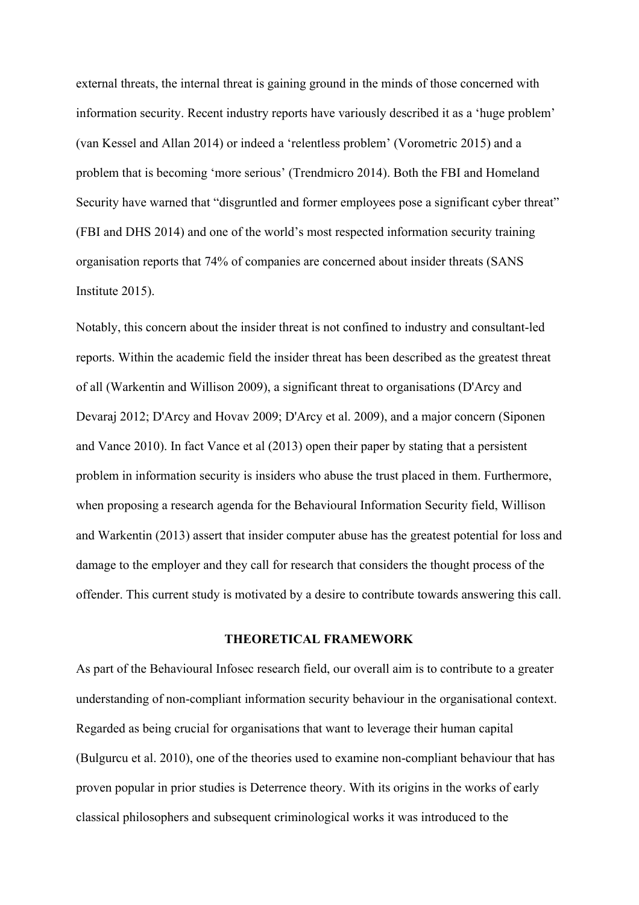external threats, the internal threat is gaining ground in the minds of those concerned with information security. Recent industry reports have variously described it as a 'huge problem' (van Kessel and Allan 2014) or indeed a 'relentless problem' (Vorometric 2015) and a problem that is becoming 'more serious' (Trendmicro 2014). Both the FBI and Homeland Security have warned that "disgruntled and former employees pose a significant cyber threat" (FBI and DHS 2014) and one of the world's most respected information security training organisation reports that 74% of companies are concerned about insider threats (SANS Institute 2015).

Notably, this concern about the insider threat is not confined to industry and consultant-led reports. Within the academic field the insider threat has been described as the greatest threat of all (Warkentin and Willison 2009), a significant threat to organisations (D'Arcy and Devaraj 2012; D'Arcy and Hovav 2009; D'Arcy et al. 2009), and a major concern (Siponen and Vance 2010). In fact Vance et al (2013) open their paper by stating that a persistent problem in information security is insiders who abuse the trust placed in them. Furthermore, when proposing a research agenda for the Behavioural Information Security field, Willison and Warkentin (2013) assert that insider computer abuse has the greatest potential for loss and damage to the employer and they call for research that considers the thought process of the offender. This current study is motivated by a desire to contribute towards answering this call.

## THEORETICAL FRAMEWORK

As part of the Behavioural Infosec research field, our overall aim is to contribute to a greater understanding of non-compliant information security behaviour in the organisational context. Regarded as being crucial for organisations that want to leverage their human capital (Bulgurcu et al. 2010), one of the theories used to examine non-compliant behaviour that has proven popular in prior studies is Deterrence theory. With its origins in the works of early classical philosophers and subsequent criminological works it was introduced to the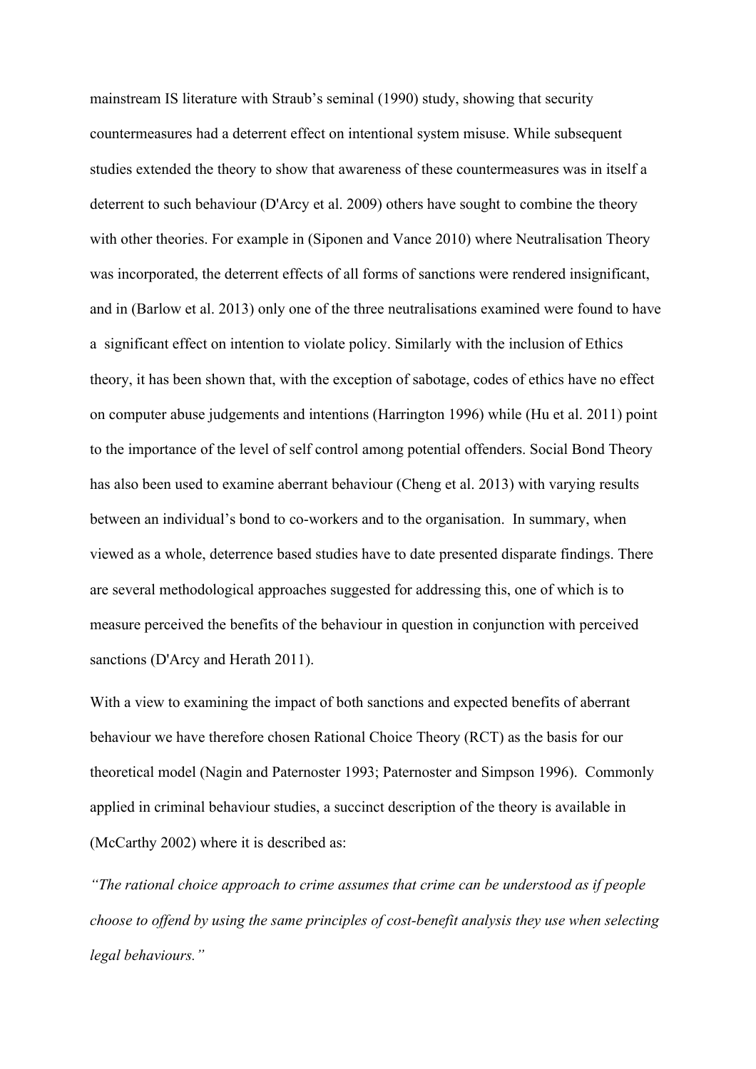mainstream IS literature with Straub's seminal (1990) study, showing that security countermeasures had a deterrent effect on intentional system misuse. While subsequent studies extended the theory to show that awareness of these countermeasures was in itself a deterrent to such behaviour (D'Arcy et al. 2009) others have sought to combine the theory with other theories. For example in (Siponen and Vance 2010) where Neutralisation Theory was incorporated, the deterrent effects of all forms of sanctions were rendered insignificant, and in (Barlow et al. 2013) only one of the three neutralisations examined were found to have a significant effect on intention to violate policy. Similarly with the inclusion of Ethics theory, it has been shown that, with the exception of sabotage, codes of ethics have no effect on computer abuse judgements and intentions (Harrington 1996) while (Hu et al. 2011) point to the importance of the level of self control among potential offenders. Social Bond Theory has also been used to examine aberrant behaviour (Cheng et al. 2013) with varying results between an individual's bond to co-workers and to the organisation. In summary, when viewed as a whole, deterrence based studies have to date presented disparate findings. There are several methodological approaches suggested for addressing this, one of which is to measure perceived the benefits of the behaviour in question in conjunction with perceived sanctions (D'Arcy and Herath 2011).

With a view to examining the impact of both sanctions and expected benefits of aberrant behaviour we have therefore chosen Rational Choice Theory (RCT) as the basis for our theoretical model (Nagin and Paternoster 1993; Paternoster and Simpson 1996). Commonly applied in criminal behaviour studies, a succinct description of the theory is available in (McCarthy 2002) where it is described as:

*"The rational choice approach to crime assumes that crime can be understood as if people choose to offend by using the same principles of cost-benefit analysis they use when selecting legal behaviours."*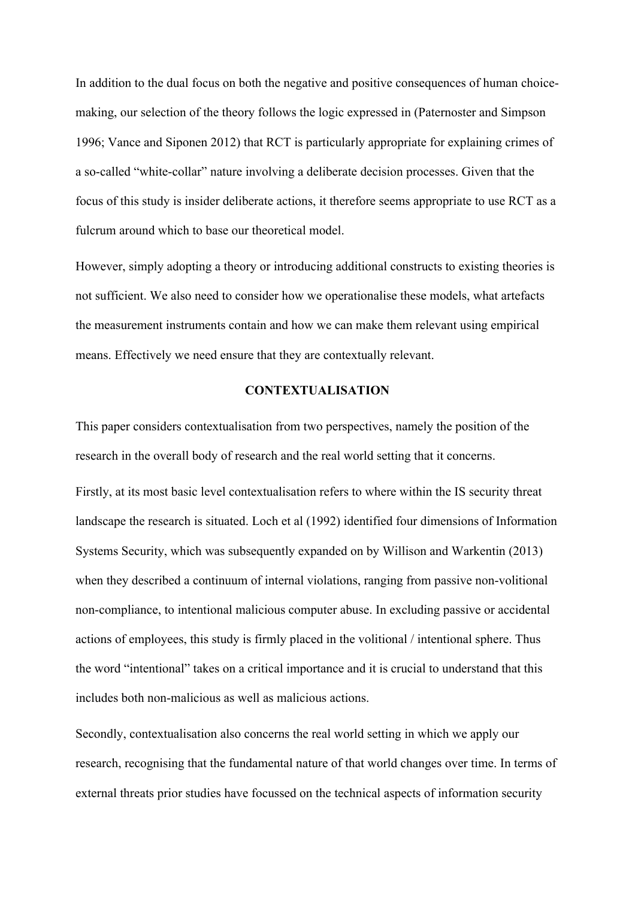In addition to the dual focus on both the negative and positive consequences of human choice-making, our selection of the theory follows the logic expressed in (Paternoster and Simpson 1996; Vance and Siponen 2012) that RCT is particularly appropriate for explaining crimes of a so-called "white-collar" nature involving a deliberate decision processes. Given that the focus of this study is insider deliberate actions, it therefore seems appropriate to use RCT as a fulcrum around which to base our theoretical model.

However, simply adopting a theory or introducing additional constructs to existing theories is not sufficient. We also need to consider how we operationalise these models, what artefacts the measurement instruments contain and how we can make them relevant using empirical means. Effectively we need ensure that they are contextually relevant.

## CONTEXTUALISATION

This paper considers contextualisation from two perspectives, namely the position of the research in the overall body of research and the real world setting that it concerns.

Firstly, at its most basic level contextualisation refers to where within the IS security threat landscape the research is situated. Loch et al (1992) identified four dimensions of Information Systems Security, which was subsequently expanded on by Willison and Warkentin (2013) when they described a continuum of internal violations, ranging from passive non-volitional non-compliance, to intentional malicious computer abuse. In excluding passive or accidental actions of employees, this study is firmly placed in the volitional / intentional sphere. Thus the word "intentional" takes on a critical importance and it is crucial to understand that this includes both non-malicious as well as malicious actions.

Secondly, contextualisation also concerns the real world setting in which we apply our research, recognising that the fundamental nature of that world changes over time. In terms of external threats prior studies have focussed on the technical aspects of information security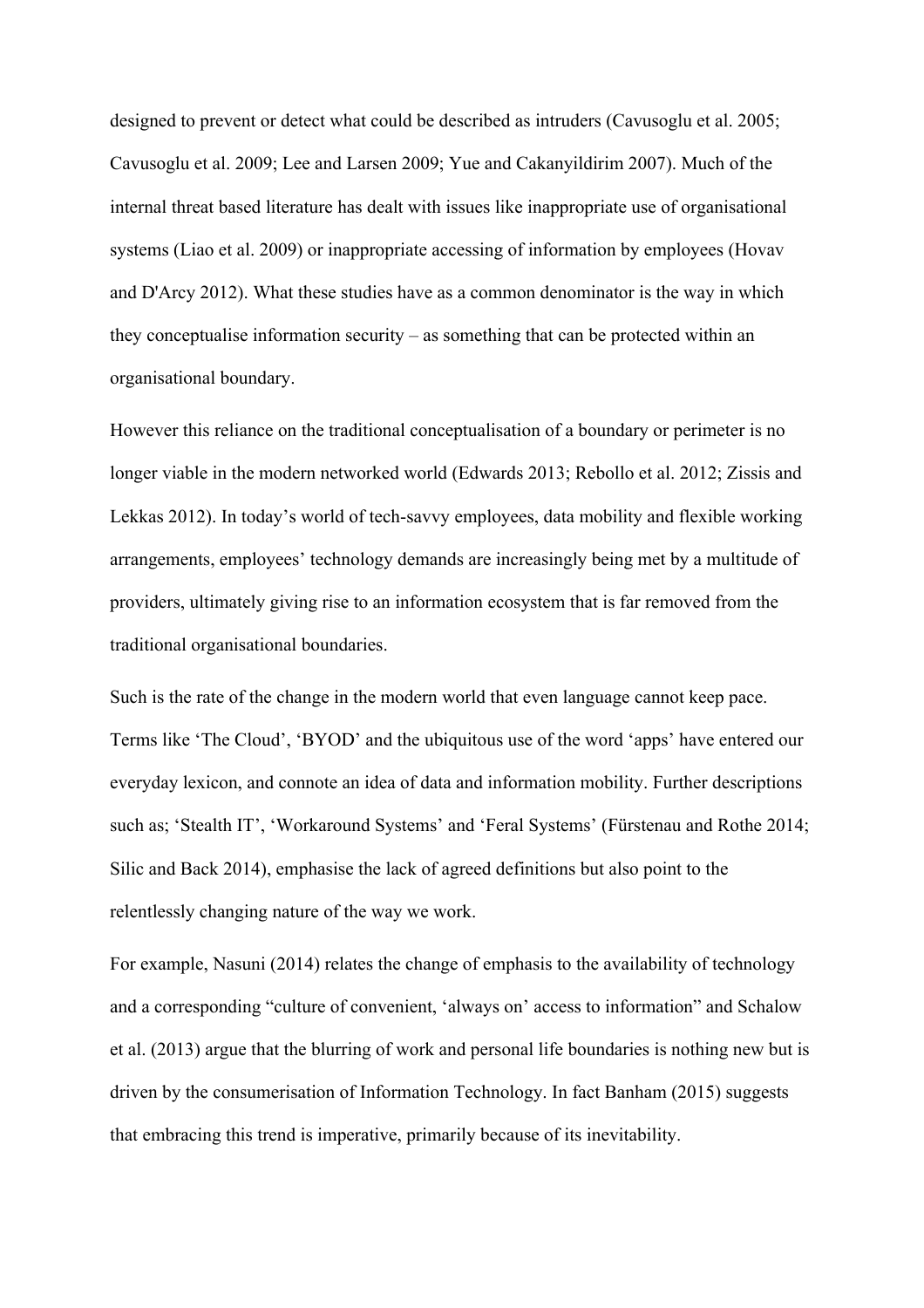designed to prevent or detect what could be described as intruders (Cavusoglu et al. 2005; Cavusoglu et al. 2009; Lee and Larsen 2009; Yue and Cakanyildirim 2007). Much of the internal threat based literature has dealt with issues like inappropriate use of organisational systems (Liao et al. 2009) or inappropriate accessing of information by employees (Hovav and D'Arcy 2012). What these studies have as a common denominator is the way in which they conceptualise information security – as something that can be protected within an organisational boundary.

However this reliance on the traditional conceptualisation of a boundary or perimeter is no longer viable in the modern networked world (Edwards 2013; Rebollo et al. 2012; Zissis and Lekkas 2012). In today's world of tech-savvy employees, data mobility and flexible working arrangements, employees' technology demands are increasingly being met by a multitude of providers, ultimately giving rise to an information ecosystem that is far removed from the traditional organisational boundaries.

Such is the rate of the change in the modern world that even language cannot keep pace. Terms like 'The Cloud', 'BYOD' and the ubiquitous use of the word 'apps' have entered our everyday lexicon, and connote an idea of data and information mobility. Further descriptions such as; 'Stealth IT', 'Workaround Systems' and 'Feral Systems' (Fürstenau and Rothe 2014; Silic and Back 2014), emphasise the lack of agreed definitions but also point to the relentlessly changing nature of the way we work.

For example, Nasuni (2014) relates the change of emphasis to the availability of technology and a corresponding "culture of convenient, 'always on' access to information" and Schalow et al. (2013) argue that the blurring of work and personal life boundaries is nothing new but is driven by the consumerisation of Information Technology. In fact Banham (2015) suggests that embracing this trend is imperative, primarily because of its inevitability.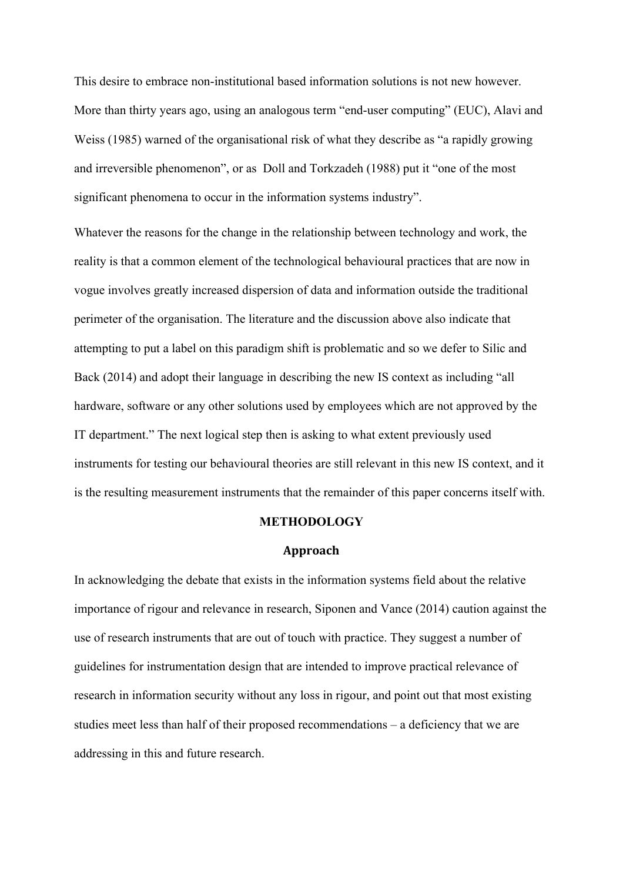This desire to embrace non-institutional based information solutions is not new however. More than thirty years ago, using an analogous term "end-user computing" (EUC), Alavi and Weiss (1985) warned of the organisational risk of what they describe as "a rapidly growing and irreversible phenomenon", or as Doll and Torkzadeh (1988) put it "one of the most significant phenomena to occur in the information systems industry".

Whatever the reasons for the change in the relationship between technology and work, the reality is that a common element of the technological behavioural practices that are now in vogue involves greatly increased dispersion of data and information outside the traditional perimeter of the organisation. The literature and the discussion above also indicate that attempting to put a label on this paradigm shift is problematic and so we defer to Silic and Back (2014) and adopt their language in describing the new IS context as including "all hardware, software or any other solutions used by employees which are not approved by the IT department." The next logical step then is asking to what extent previously used instruments for testing our behavioural theories are still relevant in this new IS context, and it is the resulting measurement instruments that the remainder of this paper concerns itself with.

## METHODOLOGY

### Approach

In acknowledging the debate that exists in the information systems field about the relative importance of rigour and relevance in research, Siponen and Vance (2014) caution against the use of research instruments that are out of touch with practice. They suggest a number of guidelines for instrumentation design that are intended to improve practical relevance of research in information security without any loss in rigour, and point out that most existing studies meet less than half of their proposed recommendations – a deficiency that we are addressing in this and future research.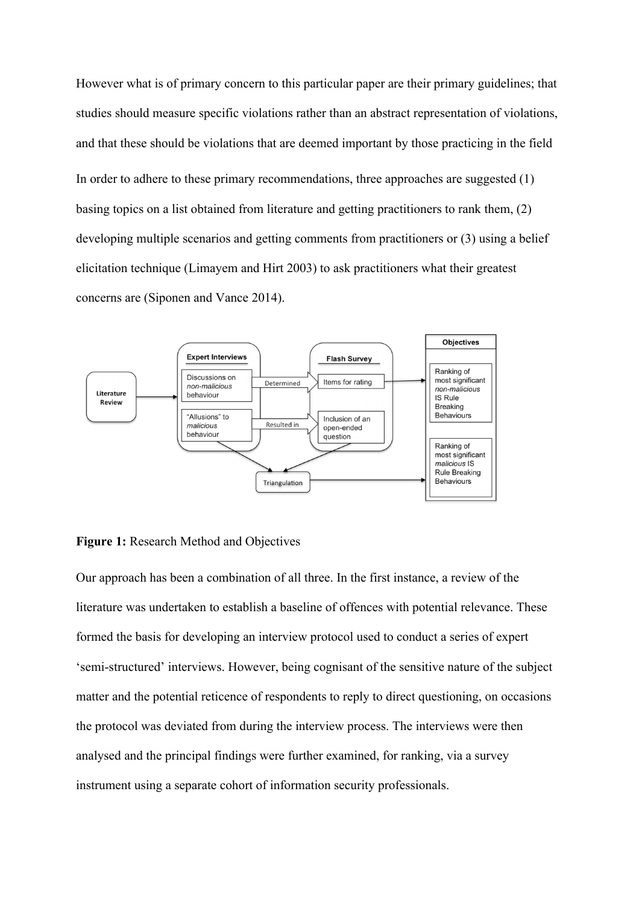However what is of primary concern to this particular paper are their primary guidelines; that studies should measure specific violations rather than an abstract representation of violations, and that these should be violations that are deemed important by those practicing in the field

In order to adhere to these primary recommendations, three approaches are suggested (1) basing topics on a list obtained from literature and getting practitioners to rank them, (2) developing multiple scenarios and getting comments from practitioners or (3) using a belief elicitation technique (Limayem and Hirt 2003) to ask practitioners what their greatest concerns are (Siponen and Vance 2014).

**Figure 1:** Research Method and Objectives

Our approach has been a combination of all three. In the first instance, a review of the literature was undertaken to establish a baseline of offences with potential relevance. These formed the basis for developing an interview protocol used to conduct a series of expert 'semi-structured' interviews. However, being cognisant of the sensitive nature of the subject matter and the potential reticence of respondents to reply to direct questioning, on occasions the protocol was deviated from during the interview process. The interviews were then analysed and the principal findings were further examined, for ranking, via a survey instrument using a separate cohort of information security professionals.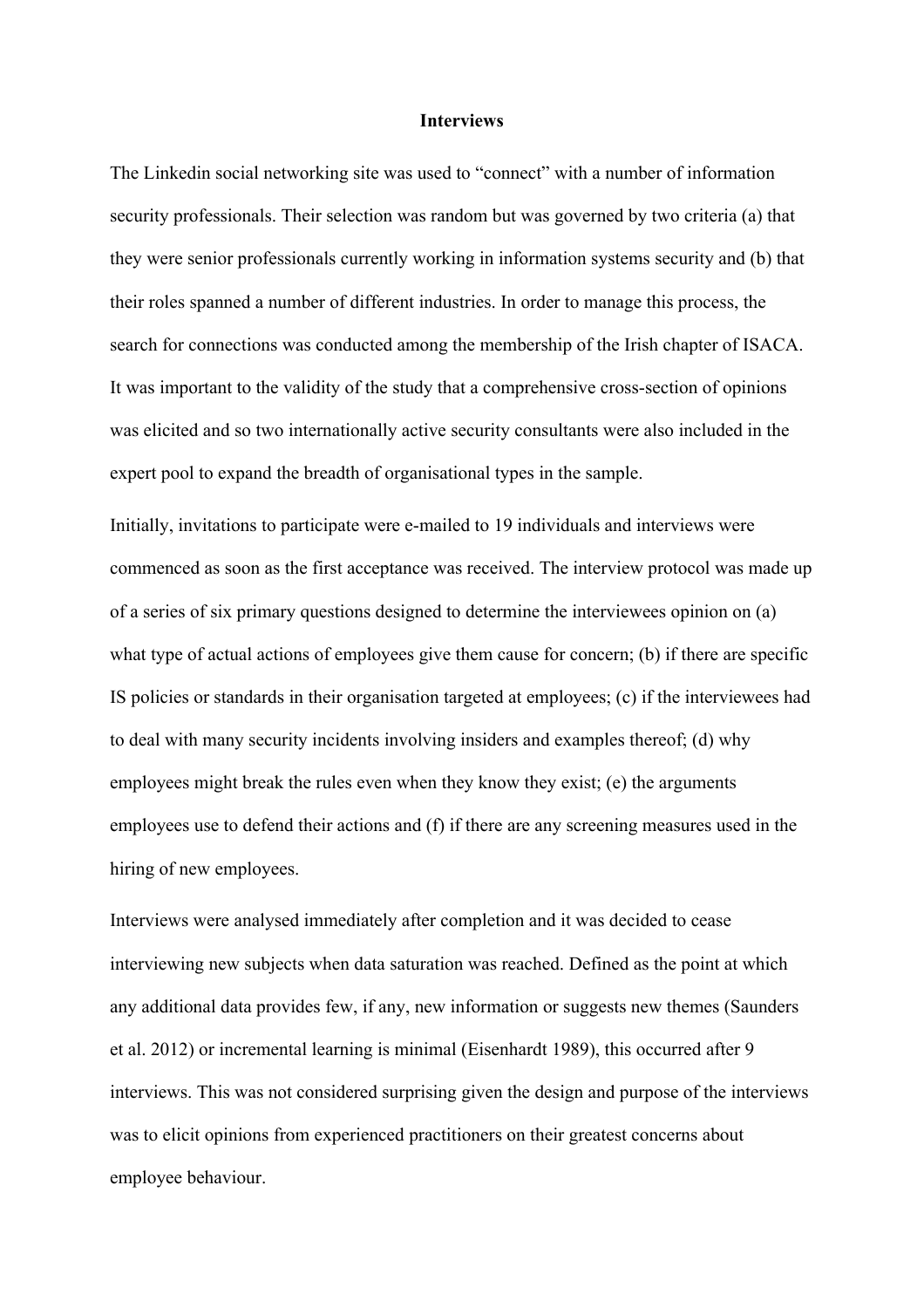## Interviews

The Linkedin social networking site was used to "connect" with a number of information security professionals. Their selection was random but was governed by two criteria (a) that they were senior professionals currently working in information systems security and (b) that their roles spanned a number of different industries. In order to manage this process, the search for connections was conducted among the membership of the Irish chapter of ISACA. It was important to the validity of the study that a comprehensive cross-section of opinions was elicited and so two internationally active security consultants were also included in the expert pool to expand the breadth of organisational types in the sample.

Initially, invitations to participate were e-mailed to 19 individuals and interviews were commenced as soon as the first acceptance was received. The interview protocol was made up of a series of six primary questions designed to determine the interviewees opinion on (a) what type of actual actions of employees give them cause for concern; (b) if there are specific IS policies or standards in their organisation targeted at employees; (c) if the interviewees had to deal with many security incidents involving insiders and examples thereof; (d) why employees might break the rules even when they know they exist; (e) the arguments employees use to defend their actions and (f) if there are any screening measures used in the hiring of new employees.

Interviews were analysed immediately after completion and it was decided to cease interviewing new subjects when data saturation was reached. Defined as the point at which any additional data provides few, if any, new information or suggests new themes (Saunders et al. 2012) or incremental learning is minimal (Eisenhardt 1989), this occurred after 9 interviews. This was not considered surprising given the design and purpose of the interviews was to elicit opinions from experienced practitioners on their greatest concerns about employee behaviour.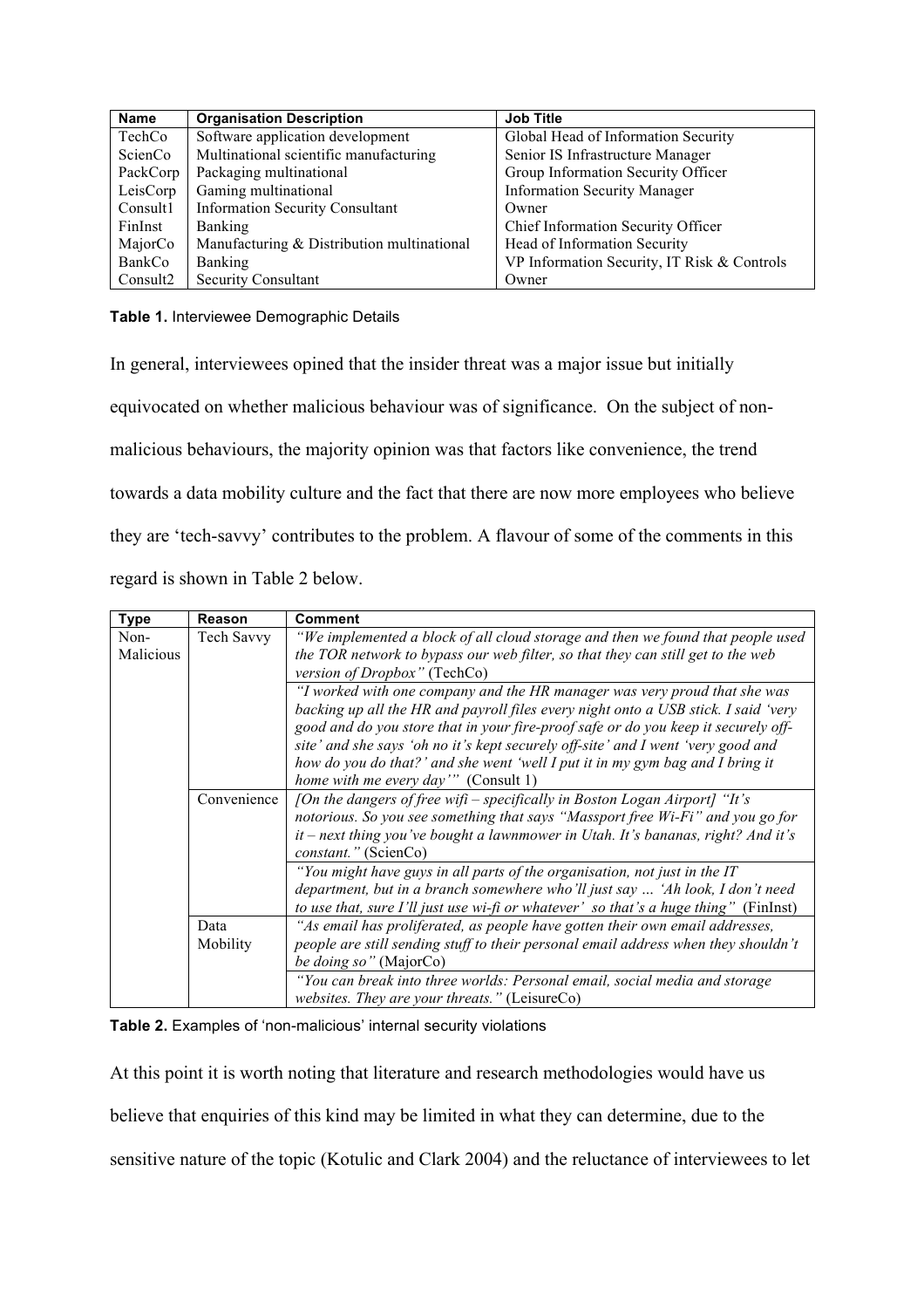| Name | Organisation Description | Job Title |
|---|---|---|
| TechCo | Software application development | Global Head of Information Security |
| ScienCo | Multinational scientific manufacturing | Senior IS Infrastructure Manager |
| PackCorp | Packaging multinational | Group Information Security Officer |
| LeisCorp | Gaming multinational | Information Security Manager |
| Consult1 | Information Security Consultant | Owner |
| FinInst | Banking | Chief Information Security Officer |
| MajorCo | Manufacturing & Distribution multinational | Head of Information Security |
| BankCo | Banking | VP Information Security, IT Risk & Controls |
| Consult2 | Security Consultant | Owner |

**Table 1.** Interviewee Demographic Details

In general, interviewees opined that the insider threat was a major issue but initially equivocated on whether malicious behaviour was of significance. On the subject of non-malicious behaviours, the majority opinion was that factors like convenience, the trend towards a data mobility culture and the fact that there are now more employees who believe they are 'tech-savvy' contributes to the problem. A flavour of some of the comments in this regard is shown in Table 2 below.

| Type | Reason | Comment |
|---|---|---|
| Non-Malicious | Tech Savvy | *"We implemented a block of all cloud storage and then we found that people used the TOR network to bypass our web filter, so that they can still get to the web version of Dropbox"* (TechCo) |
| | | *"I worked with one company and the HR manager was very proud that she was backing up all the HR and payroll files every night onto a USB stick. I said 'very good and do you store that in your fire-proof safe or do you keep it securely off-site' and she says 'oh no it's kept securely off-site' and I went 'very good and how do you do that?' and she went 'well I put it in my gym bag and I bring it home with me every day'"* (Consult 1) |
| | Convenience | *[On the dangers of free wifi – specifically in Boston Logan Airport] "It's notorious. So you see something that says "Massport free Wi-Fi" and you go for it – next thing you've bought a lawnmower in Utah. It's bananas, right? And it's constant."* (ScienCo) |
| | | *"You might have guys in all parts of the organisation, not just in the IT department, but in a branch somewhere who'll just say … 'Ah look, I don't need to use that, sure I'll just use wi-fi or whatever' so that's a huge thing"* (FinInst) |
| | Data Mobility | *"As email has proliferated, as people have gotten their own email addresses, people are still sending stuff to their personal email address when they shouldn't be doing so"* (MajorCo) |
| | | *"You can break into three worlds: Personal email, social media and storage websites. They are your threats."* (LeisureCo) |

**Table 2.** Examples of 'non-malicious' internal security violations

At this point it is worth noting that literature and research methodologies would have us believe that enquiries of this kind may be limited in what they can determine, due to the sensitive nature of the topic (Kotulic and Clark 2004) and the reluctance of interviewees to let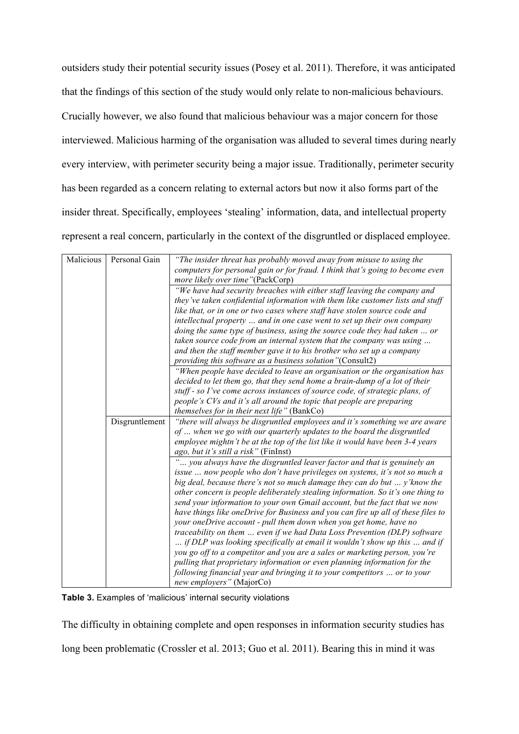outsiders study their potential security issues (Posey et al. 2011). Therefore, it was anticipated that the findings of this section of the study would only relate to non-malicious behaviours. Crucially however, we also found that malicious behaviour was a major concern for those interviewed. Malicious harming of the organisation was alluded to several times during nearly every interview, with perimeter security being a major issue. Traditionally, perimeter security has been regarded as a concern relating to external actors but now it also forms part of the insider threat. Specifically, employees 'stealing' information, data, and intellectual property represent a real concern, particularly in the context of the disgruntled or displaced employee.

| | | |
|---|---|---|
| Malicious | Personal Gain | *"The insider threat has probably moved away from misuse to using the computers for personal gain or for fraud. I think that's going to become even more likely over time"*(PackCorp) |
| | | *"We have had security breaches with either staff leaving the company and they've taken confidential information with them like customer lists and stuff like that, or in one or two cases where staff have stolen source code and intellectual property … and in one case went to set up their own company doing the same type of business, using the source code they had taken … or taken source code from an internal system that the company was using … and then the staff member gave it to his brother who set up a company providing this software as a business solution"*(Consult2) |
| | | *"When people have decided to leave an organisation or the organisation has decided to let them go, that they send home a brain-dump of a lot of their stuff - so I've come across instances of source code, of strategic plans, of people's CVs and it's all around the topic that people are preparing themselves for in their next life"* (BankCo) |
| | Disgruntlement | *"there will always be disgruntled employees and it's something we are aware of … when we go with our quarterly updates to the board the disgruntled employee mightn't be at the top of the list like it would have been 3-4 years ago, but it's still a risk"* (FinInst) |
| | | *"… you always have the disgruntled leaver factor and that is genuinely an issue … now people who don't have privileges on systems, it's not so much a big deal, because there's not so much damage they can do but … y'know the other concern is people deliberately stealing information. So it's one thing to send your information to your own Gmail account, but the fact that we now have things like oneDrive for Business and you can fire up all of these files to your oneDrive account - pull them down when you get home, have no traceability on them … even if we had Data Loss Prevention (DLP) software … if DLP was looking specifically at email it wouldn't show up this … and if you go off to a competitor and you are a sales or marketing person, you're pulling that proprietary information or even planning information for the following financial year and bringing it to your competitors … or to your new employers"* (MajorCo) |

**Table 3.** Examples of 'malicious' internal security violations

The difficulty in obtaining complete and open responses in information security studies has long been problematic (Crossler et al. 2013; Guo et al. 2011). Bearing this in mind it was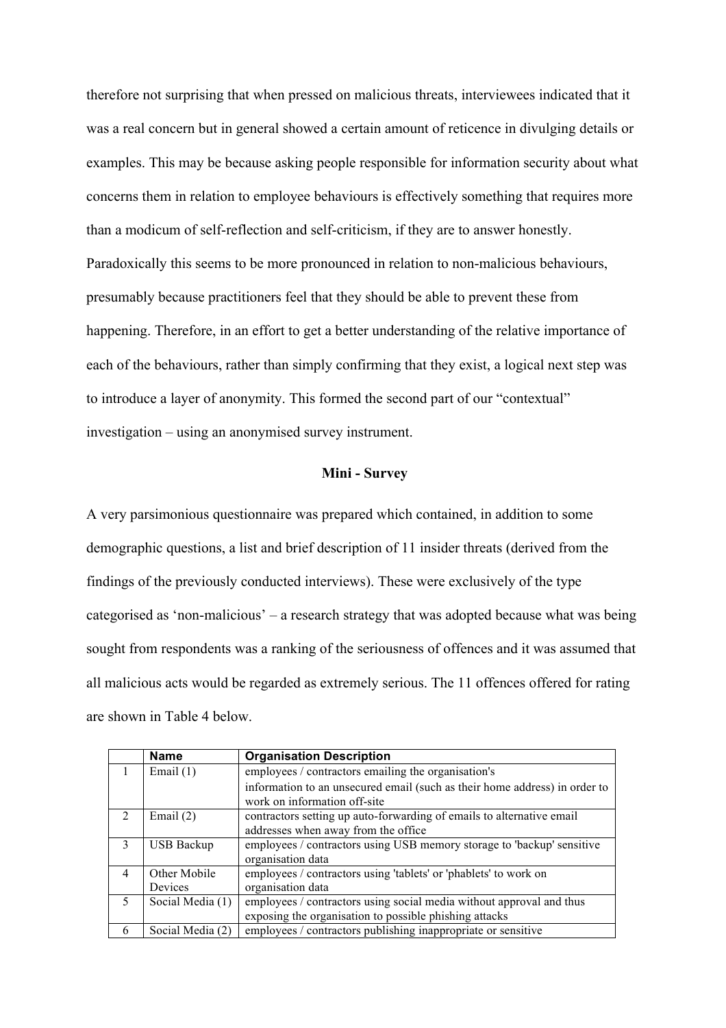therefore not surprising that when pressed on malicious threats, interviewees indicated that it was a real concern but in general showed a certain amount of reticence in divulging details or examples. This may be because asking people responsible for information security about what concerns them in relation to employee behaviours is effectively something that requires more than a modicum of self-reflection and self-criticism, if they are to answer honestly. Paradoxically this seems to be more pronounced in relation to non-malicious behaviours, presumably because practitioners feel that they should be able to prevent these from happening. Therefore, in an effort to get a better understanding of the relative importance of each of the behaviours, rather than simply confirming that they exist, a logical next step was to introduce a layer of anonymity. This formed the second part of our "contextual" investigation – using an anonymised survey instrument.

### Mini - Survey

A very parsimonious questionnaire was prepared which contained, in addition to some demographic questions, a list and brief description of 11 insider threats (derived from the findings of the previously conducted interviews). These were exclusively of the type categorised as 'non-malicious' – a research strategy that was adopted because what was being sought from respondents was a ranking of the seriousness of offences and it was assumed that all malicious acts would be regarded as extremely serious. The 11 offences offered for rating are shown in Table 4 below.

| | Name | Organisation Description |
|---|---|---|
| 1 | Email (1) | employees / contractors emailing the organisation's information to an unsecured email (such as their home address) in order to work on information off-site |
| 2 | Email (2) | contractors setting up auto-forwarding of emails to alternative email addresses when away from the office |
| 3 | USB Backup | employees / contractors using USB memory storage to 'backup' sensitive organisation data |
| 4 | Other Mobile Devices | employees / contractors using 'tablets' or 'phablets' to work on organisation data |
| 5 | Social Media (1) | employees / contractors using social media without approval and thus exposing the organisation to possible phishing attacks |
| 6 | Social Media (2) | employees / contractors publishing inappropriate or sensitive |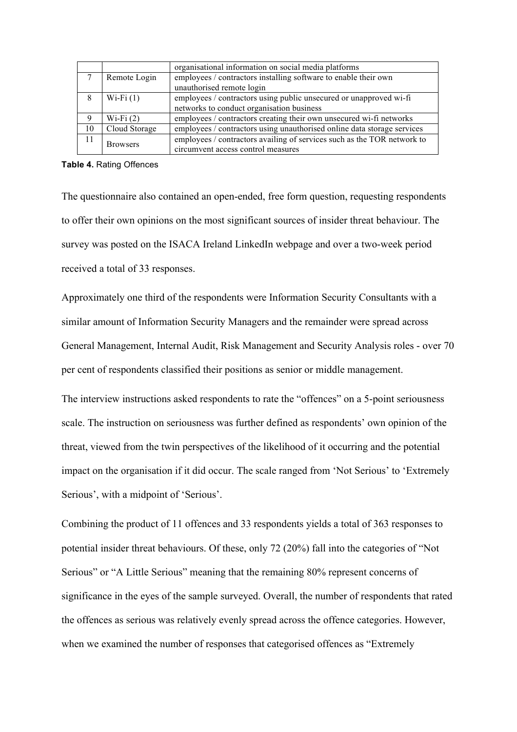| | | |
|---|---|---|
| | | organisational information on social media platforms |
| 7 | Remote Login | employees / contractors installing software to enable their own unauthorised remote login |
| 8 | Wi-Fi (1) | employees / contractors using public unsecured or unapproved wi-fi networks to conduct organisation business |
| 9 | Wi-Fi (2) | employees / contractors creating their own unsecured wi-fi networks |
| 10 | Cloud Storage | employees / contractors using unauthorised online data storage services |
| 11 | Browsers | employees / contractors availing of services such as the TOR network to circumvent access control measures |

**Table 4.** Rating Offences

The questionnaire also contained an open-ended, free form question, requesting respondents to offer their own opinions on the most significant sources of insider threat behaviour. The survey was posted on the ISACA Ireland LinkedIn webpage and over a two-week period received a total of 33 responses.

Approximately one third of the respondents were Information Security Consultants with a similar amount of Information Security Managers and the remainder were spread across General Management, Internal Audit, Risk Management and Security Analysis roles - over 70 per cent of respondents classified their positions as senior or middle management.

The interview instructions asked respondents to rate the "offences" on a 5-point seriousness scale. The instruction on seriousness was further defined as respondents' own opinion of the threat, viewed from the twin perspectives of the likelihood of it occurring and the potential impact on the organisation if it did occur. The scale ranged from 'Not Serious' to 'Extremely Serious', with a midpoint of 'Serious'.

Combining the product of 11 offences and 33 respondents yields a total of 363 responses to potential insider threat behaviours. Of these, only 72 (20%) fall into the categories of "Not Serious" or "A Little Serious" meaning that the remaining 80% represent concerns of significance in the eyes of the sample surveyed. Overall, the number of respondents that rated the offences as serious was relatively evenly spread across the offence categories. However, when we examined the number of responses that categorised offences as "Extremely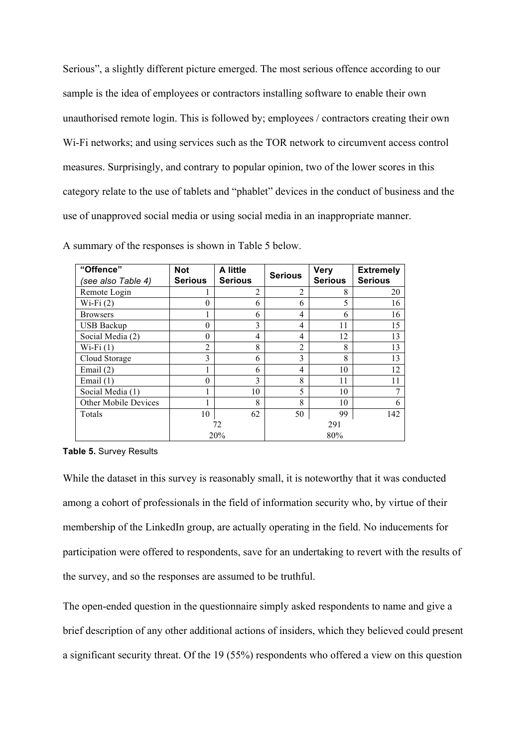Serious", a slightly different picture emerged. The most serious offence according to our sample is the idea of employees or contractors installing software to enable their own unauthorised remote login. This is followed by; employees / contractors creating their own Wi-Fi networks; and using services such as the TOR network to circumvent access control measures. Surprisingly, and contrary to popular opinion, two of the lower scores in this category relate to the use of tablets and "phablet" devices in the conduct of business and the use of unapproved social media or using social media in an inappropriate manner.

A summary of the responses is shown in Table 5 below.

| **"Offence"** *(see also Table 4)* | **Not Serious** | **A little Serious** | **Serious** | **Very Serious** | **Extremely Serious** |
|---|---|---|---|---|---|
| Remote Login | 1 | 2 | 2 | 8 | 20 |
| Wi-Fi (2) | 0 | 6 | 6 | 5 | 16 |
| Browsers | 1 | 6 | 4 | 6 | 16 |
| USB Backup | 0 | 3 | 4 | 11 | 15 |
| Social Media (2) | 0 | 4 | 4 | 12 | 13 |
| Wi-Fi (1) | 2 | 8 | 2 | 8 | 13 |
| Cloud Storage | 3 | 6 | 3 | 8 | 13 |
| Email (2) | 1 | 6 | 4 | 10 | 12 |
| Email (1) | 0 | 3 | 8 | 11 | 11 |
| Social Media (1) | 1 | 10 | 5 | 10 | 7 |
| Other Mobile Devices | 1 | 8 | 8 | 10 | 6 |
| Totals | 10 | 62 | 50 | 99 | 142 |
| | 72 | | 291 | | |
| | 20% | | 80% | | |

**Table 5.** Survey Results

While the dataset in this survey is reasonably small, it is noteworthy that it was conducted among a cohort of professionals in the field of information security who, by virtue of their membership of the LinkedIn group, are actually operating in the field. No inducements for participation were offered to respondents, save for an undertaking to revert with the results of the survey, and so the responses are assumed to be truthful.

The open-ended question in the questionnaire simply asked respondents to name and give a brief description of any other additional actions of insiders, which they believed could present a significant security threat. Of the 19 (55%) respondents who offered a view on this question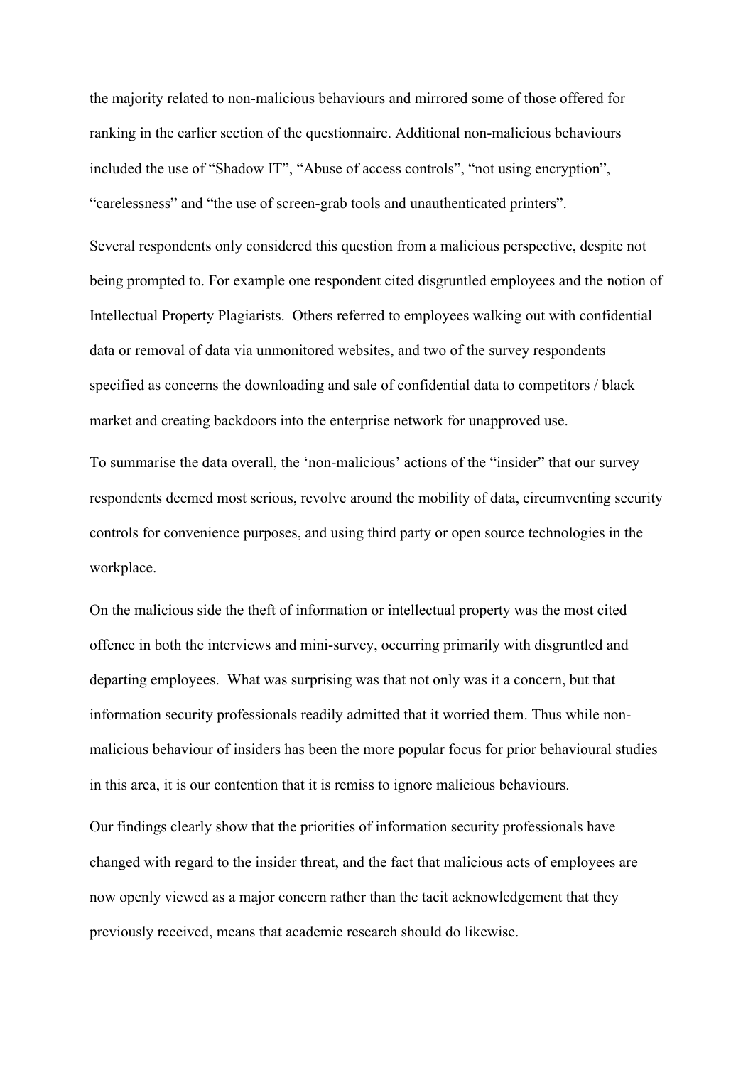the majority related to non-malicious behaviours and mirrored some of those offered for ranking in the earlier section of the questionnaire. Additional non-malicious behaviours included the use of "Shadow IT", "Abuse of access controls", "not using encryption", "carelessness" and "the use of screen-grab tools and unauthenticated printers".

Several respondents only considered this question from a malicious perspective, despite not being prompted to. For example one respondent cited disgruntled employees and the notion of Intellectual Property Plagiarists. Others referred to employees walking out with confidential data or removal of data via unmonitored websites, and two of the survey respondents specified as concerns the downloading and sale of confidential data to competitors / black market and creating backdoors into the enterprise network for unapproved use.

To summarise the data overall, the 'non-malicious' actions of the "insider" that our survey respondents deemed most serious, revolve around the mobility of data, circumventing security controls for convenience purposes, and using third party or open source technologies in the workplace.

On the malicious side the theft of information or intellectual property was the most cited offence in both the interviews and mini-survey, occurring primarily with disgruntled and departing employees. What was surprising was that not only was it a concern, but that information security professionals readily admitted that it worried them. Thus while non-malicious behaviour of insiders has been the more popular focus for prior behavioural studies in this area, it is our contention that it is remiss to ignore malicious behaviours.

Our findings clearly show that the priorities of information security professionals have changed with regard to the insider threat, and the fact that malicious acts of employees are now openly viewed as a major concern rather than the tacit acknowledgement that they previously received, means that academic research should do likewise.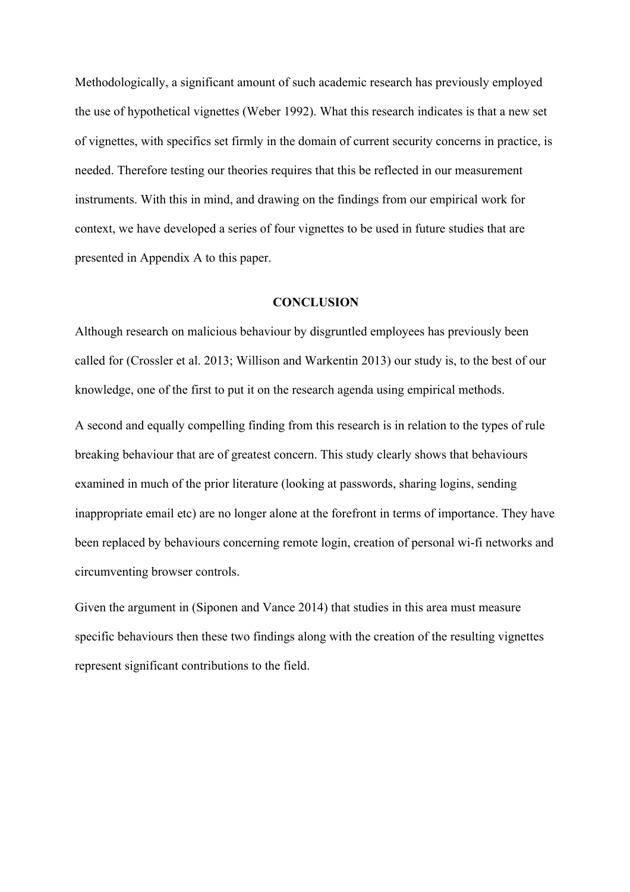Methodologically, a significant amount of such academic research has previously employed the use of hypothetical vignettes (Weber 1992). What this research indicates is that a new set of vignettes, with specifics set firmly in the domain of current security concerns in practice, is needed. Therefore testing our theories requires that this be reflected in our measurement instruments. With this in mind, and drawing on the findings from our empirical work for context, we have developed a series of four vignettes to be used in future studies that are presented in Appendix A to this paper.

## CONCLUSION

Although research on malicious behaviour by disgruntled employees has previously been called for (Crossler et al. 2013; Willison and Warkentin 2013) our study is, to the best of our knowledge, one of the first to put it on the research agenda using empirical methods.

A second and equally compelling finding from this research is in relation to the types of rule breaking behaviour that are of greatest concern. This study clearly shows that behaviours examined in much of the prior literature (looking at passwords, sharing logins, sending inappropriate email etc) are no longer alone at the forefront in terms of importance. They have been replaced by behaviours concerning remote login, creation of personal wi-fi networks and circumventing browser controls.

Given the argument in (Siponen and Vance 2014) that studies in this area must measure specific behaviours then these two findings along with the creation of the resulting vignettes represent significant contributions to the field.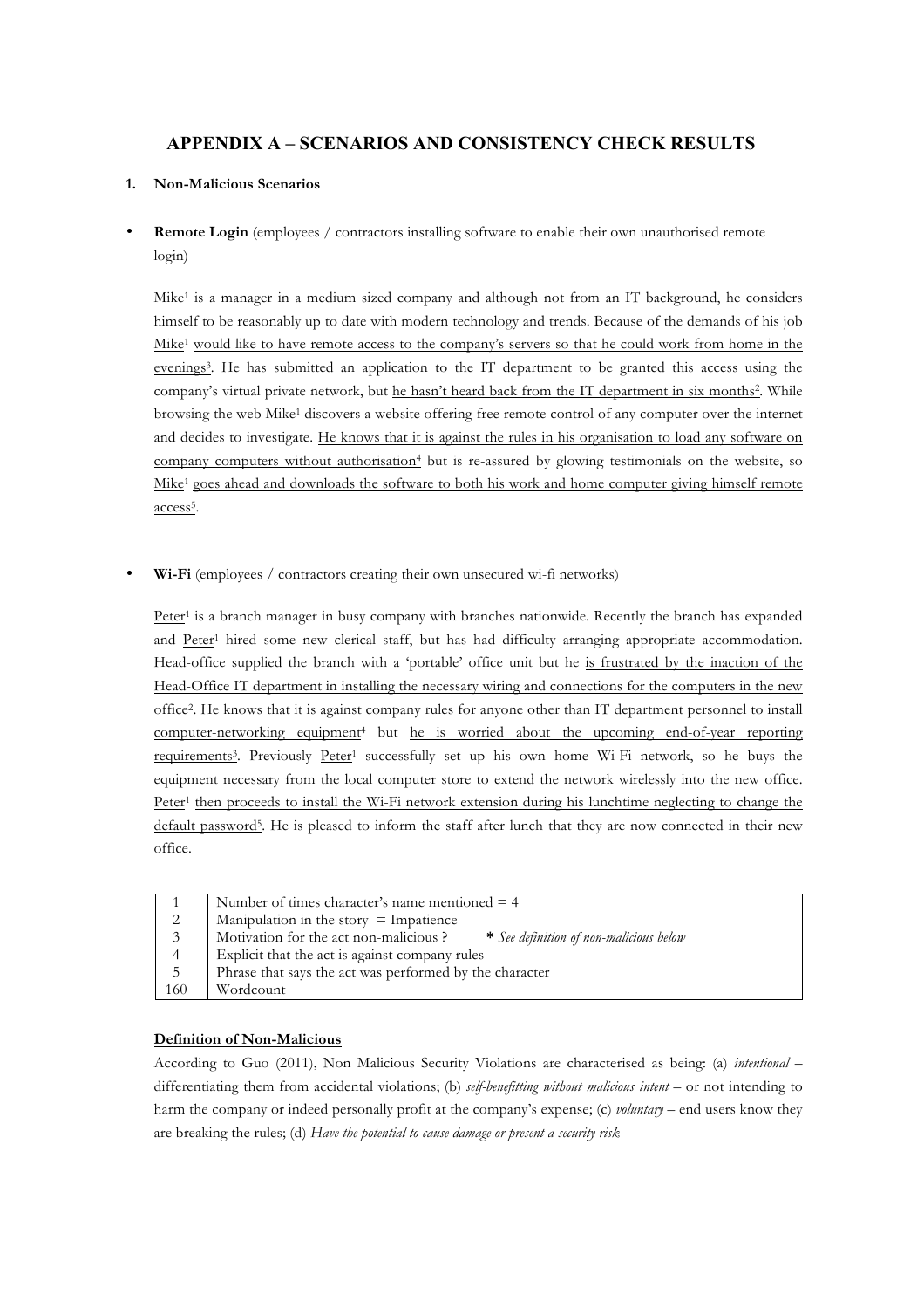## APPENDIX A – SCENARIOS AND CONSISTENCY CHECK RESULTS

### 1. Non-Malicious Scenarios

- **Remote Login** (employees / contractors installing software to enable their own unauthorised remote login)

Mike[1] is a manager in a medium sized company and although not from an IT background, he considers himself to be reasonably up to date with modern technology and trends. Because of the demands of his job Mike[1] would like to have remote access to the company's servers so that he could work from home in the evenings[3]. He has submitted an application to the IT department to be granted this access using the company's virtual private network, but he hasn't heard back from the IT department in six months[2]. While browsing the web Mike[1] discovers a website offering free remote control of any computer over the internet and decides to investigate. He knows that it is against the rules in his organisation to load any software on company computers without authorisation[4] but is re-assured by glowing testimonials on the website, so Mike[1] goes ahead and downloads the software to both his work and home computer giving himself remote access[5].

- **Wi-Fi** (employees / contractors creating their own unsecured wi-fi networks)

Peter[1] is a branch manager in busy company with branches nationwide. Recently the branch has expanded and Peter[1] hired some new clerical staff, but has had difficulty arranging appropriate accommodation. Head-office supplied the branch with a 'portable' office unit but he is frustrated by the inaction of the Head-Office IT department in installing the necessary wiring and connections for the computers in the new office[2]. He knows that it is against company rules for anyone other than IT department personnel to install computer-networking equipment[4] but he is worried about the upcoming end-of-year reporting requirements[3]. Previously Peter[1] successfully set up his own home Wi-Fi network, so he buys the equipment necessary from the local computer store to extend the network wirelessly into the new office. Peter[1] then proceeds to install the Wi-Fi network extension during his lunchtime neglecting to change the default password[5]. He is pleased to inform the staff after lunch that they are now connected in their new office.

| | |
|---|---|
| 1 | Number of times character's name mentioned = 4 |
| 2 | Manipulation in the story = Impatience |
| 3 | Motivation for the act non-malicious ? * *See definition of non-malicious below* |
| 4 | Explicit that the act is against company rules |
| 5 | Phrase that says the act was performed by the character |
| 160 | Wordcount |

**Definition of Non-Malicious**

According to Guo (2011), Non Malicious Security Violations are characterised as being: (a) *intentional* – differentiating them from accidental violations; (b) *self-benefitting without malicious intent* – or not intending to harm the company or indeed personally profit at the company's expense; (c) *voluntary* – end users know they are breaking the rules; (d) *Have the potential to cause damage or present a security risk*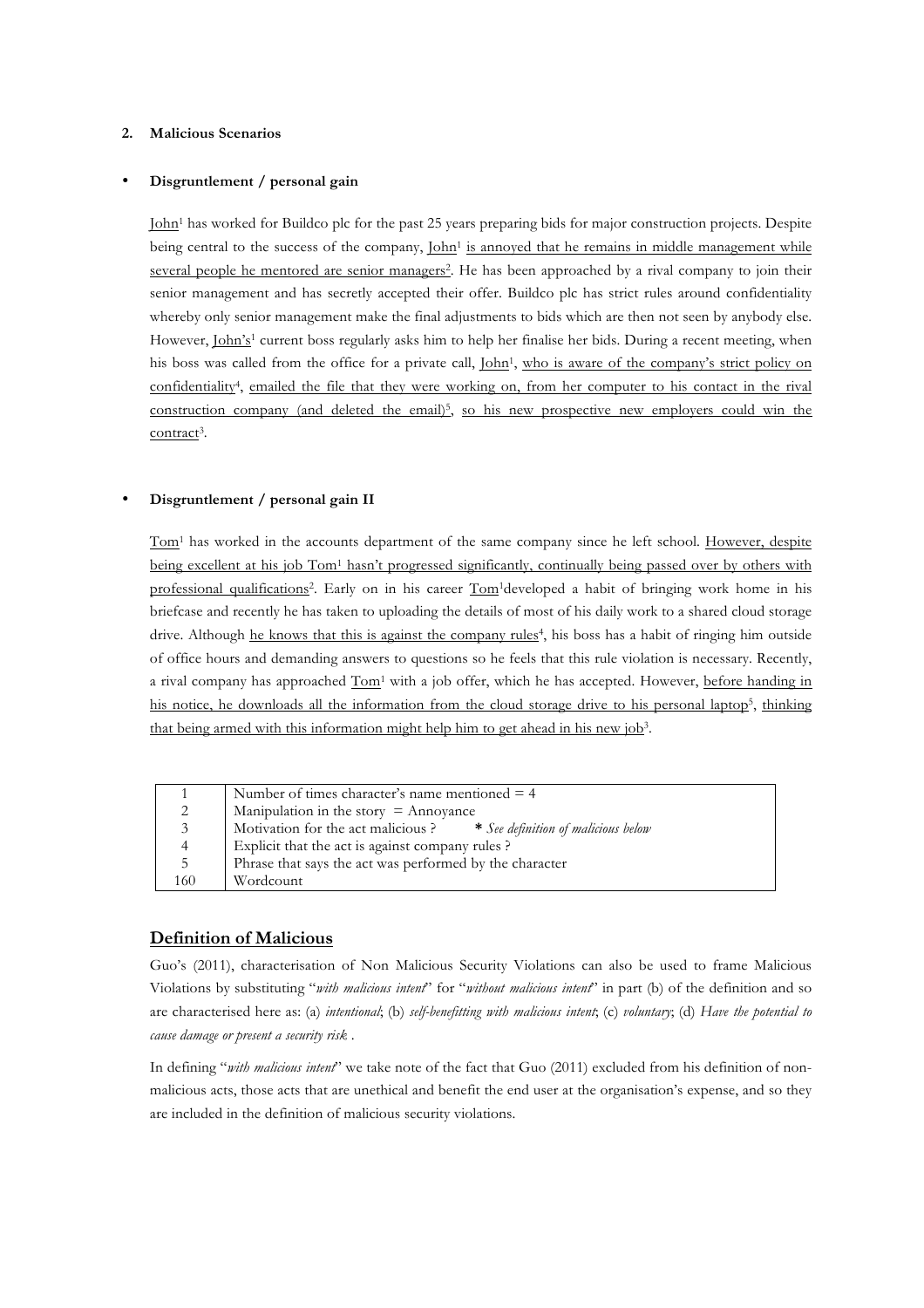**2. Malicious Scenarios**

- **Disgruntlement / personal gain**

John[1] has worked for Buildco plc for the past 25 years preparing bids for major construction projects. Despite being central to the success of the company, John[1] is annoyed that he remains in middle management while several people he mentored are senior managers[2]. He has been approached by a rival company to join their senior management and has secretly accepted their offer. Buildco plc has strict rules around confidentiality whereby only senior management make the final adjustments to bids which are then not seen by anybody else. However, John's[1] current boss regularly asks him to help her finalise her bids. During a recent meeting, when his boss was called from the office for a private call, John[1], who is aware of the company's strict policy on confidentiality[4], emailed the file that they were working on, from her computer to his contact in the rival construction company (and deleted the email)[5], so his new prospective new employers could win the contract[3].

- **Disgruntlement / personal gain II**

Tom[1] has worked in the accounts department of the same company since he left school. However, despite being excellent at his job Tom[1] hasn't progressed significantly, continually being passed over by others with professional qualifications[2]. Early on in his career Tom[1]developed a habit of bringing work home in his briefcase and recently he has taken to uploading the details of most of his daily work to a shared cloud storage drive. Although he knows that this is against the company rules[4], his boss has a habit of ringing him outside of office hours and demanding answers to questions so he feels that this rule violation is necessary. Recently, a rival company has approached Tom[1] with a job offer, which he has accepted. However, before handing in his notice, he downloads all the information from the cloud storage drive to his personal laptop[5], thinking that being armed with this information might help him to get ahead in his new job[3].

| | |
|---|---|
| 1 | Number of times character's name mentioned = 4 |
| 2 | Manipulation in the story = Annoyance |
| 3 | Motivation for the act malicious ? * *See definition of malicious below* |
| 4 | Explicit that the act is against company rules ? |
| 5 | Phrase that says the act was performed by the character |
| 160 | Wordcount |

## Definition of Malicious

Guo's (2011), characterisation of Non Malicious Security Violations can also be used to frame Malicious Violations by substituting "*with malicious intent*" for "*without malicious intent*" in part (b) of the definition and so are characterised here as: (a) *intentional*; (b) *self-benefitting with malicious intent*; (c) *voluntary*; (d) *Have the potential to cause damage or present a security risk* .

In defining "*with malicious intent*" we take note of the fact that Guo (2011) excluded from his definition of non-malicious acts, those acts that are unethical and benefit the end user at the organisation's expense, and so they are included in the definition of malicious security violations.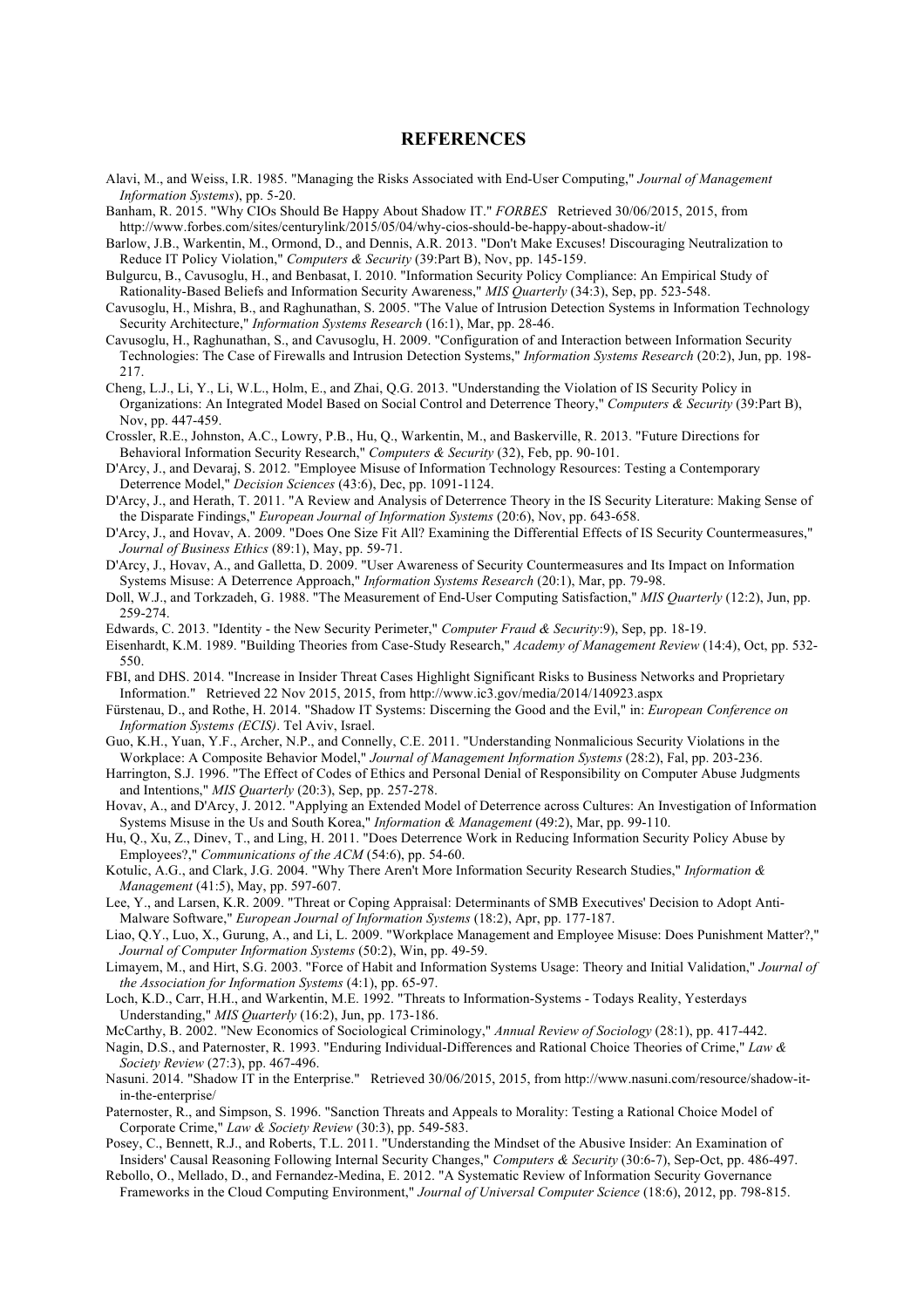## REFERENCES

Alavi, M., and Weiss, I.R. 1985. "Managing the Risks Associated with End-User Computing," *Journal of Management Information Systems*), pp. 5-20.

Banham, R. 2015. "Why CIOs Should Be Happy About Shadow IT." *FORBES* Retrieved 30/06/2015, 2015, from http://www.forbes.com/sites/centurylink/2015/05/04/why-cios-should-be-happy-about-shadow-it/

Barlow, J.B., Warkentin, M., Ormond, D., and Dennis, A.R. 2013. "Don't Make Excuses! Discouraging Neutralization to Reduce IT Policy Violation," *Computers & Security* (39:Part B), Nov, pp. 145-159.

Bulgurcu, B., Cavusoglu, H., and Benbasat, I. 2010. "Information Security Policy Compliance: An Empirical Study of Rationality-Based Beliefs and Information Security Awareness," *MIS Quarterly* (34:3), Sep, pp. 523-548.

Cavusoglu, H., Mishra, B., and Raghunathan, S. 2005. "The Value of Intrusion Detection Systems in Information Technology Security Architecture," *Information Systems Research* (16:1), Mar, pp. 28-46.

Cavusoglu, H., Raghunathan, S., and Cavusoglu, H. 2009. "Configuration of and Interaction between Information Security Technologies: The Case of Firewalls and Intrusion Detection Systems," *Information Systems Research* (20:2), Jun, pp. 198-217.

Cheng, L.J., Li, Y., Li, W.L., Holm, E., and Zhai, Q.G. 2013. "Understanding the Violation of IS Security Policy in Organizations: An Integrated Model Based on Social Control and Deterrence Theory," *Computers & Security* (39:Part B), Nov, pp. 447-459.

Crossler, R.E., Johnston, A.C., Lowry, P.B., Hu, Q., Warkentin, M., and Baskerville, R. 2013. "Future Directions for Behavioral Information Security Research," *Computers & Security* (32), Feb, pp. 90-101.

D'Arcy, J., and Devaraj, S. 2012. "Employee Misuse of Information Technology Resources: Testing a Contemporary Deterrence Model," *Decision Sciences* (43:6), Dec, pp. 1091-1124.

D'Arcy, J., and Herath, T. 2011. "A Review and Analysis of Deterrence Theory in the IS Security Literature: Making Sense of the Disparate Findings," *European Journal of Information Systems* (20:6), Nov, pp. 643-658.

D'Arcy, J., and Hovav, A. 2009. "Does One Size Fit All? Examining the Differential Effects of IS Security Countermeasures," *Journal of Business Ethics* (89:1), May, pp. 59-71.

D'Arcy, J., Hovav, A., and Galletta, D. 2009. "User Awareness of Security Countermeasures and Its Impact on Information Systems Misuse: A Deterrence Approach," *Information Systems Research* (20:1), Mar, pp. 79-98.

Doll, W.J., and Torkzadeh, G. 1988. "The Measurement of End-User Computing Satisfaction," *MIS Quarterly* (12:2), Jun, pp. 259-274.

Edwards, C. 2013. "Identity - the New Security Perimeter," *Computer Fraud & Security*:9), Sep, pp. 18-19.

Eisenhardt, K.M. 1989. "Building Theories from Case-Study Research," *Academy of Management Review* (14:4), Oct, pp. 532-550.

FBI, and DHS. 2014. "Increase in Insider Threat Cases Highlight Significant Risks to Business Networks and Proprietary Information." Retrieved 22 Nov 2015, 2015, from http://www.ic3.gov/media/2014/140923.aspx

Fürstenau, D., and Rothe, H. 2014. "Shadow IT Systems: Discerning the Good and the Evil," in: *European Conference on Information Systems (ECIS)*. Tel Aviv, Israel.

Guo, K.H., Yuan, Y.F., Archer, N.P., and Connelly, C.E. 2011. "Understanding Nonmalicious Security Violations in the Workplace: A Composite Behavior Model," *Journal of Management Information Systems* (28:2), Fal, pp. 203-236.

Harrington, S.J. 1996. "The Effect of Codes of Ethics and Personal Denial of Responsibility on Computer Abuse Judgments and Intentions," *MIS Quarterly* (20:3), Sep, pp. 257-278.

Hovav, A., and D'Arcy, J. 2012. "Applying an Extended Model of Deterrence across Cultures: An Investigation of Information Systems Misuse in the Us and South Korea," *Information & Management* (49:2), Mar, pp. 99-110.

Hu, Q., Xu, Z., Dinev, T., and Ling, H. 2011. "Does Deterrence Work in Reducing Information Security Policy Abuse by Employees?," *Communications of the ACM* (54:6), pp. 54-60.

Kotulic, A.G., and Clark, J.G. 2004. "Why There Aren't More Information Security Research Studies," *Information & Management* (41:5), May, pp. 597-607.

Lee, Y., and Larsen, K.R. 2009. "Threat or Coping Appraisal: Determinants of SMB Executives' Decision to Adopt Anti-Malware Software," *European Journal of Information Systems* (18:2), Apr, pp. 177-187.

Liao, Q.Y., Luo, X., Gurung, A., and Li, L. 2009. "Workplace Management and Employee Misuse: Does Punishment Matter?," *Journal of Computer Information Systems* (50:2), Win, pp. 49-59.

Limayem, M., and Hirt, S.G. 2003. "Force of Habit and Information Systems Usage: Theory and Initial Validation," *Journal of the Association for Information Systems* (4:1), pp. 65-97.

Loch, K.D., Carr, H.H., and Warkentin, M.E. 1992. "Threats to Information-Systems - Todays Reality, Yesterdays Understanding," *MIS Quarterly* (16:2), Jun, pp. 173-186.

McCarthy, B. 2002. "New Economics of Sociological Criminology," *Annual Review of Sociology* (28:1), pp. 417-442.

Nagin, D.S., and Paternoster, R. 1993. "Enduring Individual-Differences and Rational Choice Theories of Crime," *Law & Society Review* (27:3), pp. 467-496.

Nasuni. 2014. "Shadow IT in the Enterprise." Retrieved 30/06/2015, 2015, from http://www.nasuni.com/resource/shadow-it-in-the-enterprise/

Paternoster, R., and Simpson, S. 1996. "Sanction Threats and Appeals to Morality: Testing a Rational Choice Model of Corporate Crime," *Law & Society Review* (30:3), pp. 549-583.

Posey, C., Bennett, R.J., and Roberts, T.L. 2011. "Understanding the Mindset of the Abusive Insider: An Examination of Insiders' Causal Reasoning Following Internal Security Changes," *Computers & Security* (30:6-7), Sep-Oct, pp. 486-497.

Rebollo, O., Mellado, D., and Fernandez-Medina, E. 2012. "A Systematic Review of Information Security Governance Frameworks in the Cloud Computing Environment," *Journal of Universal Computer Science* (18:6), 2012, pp. 798-815.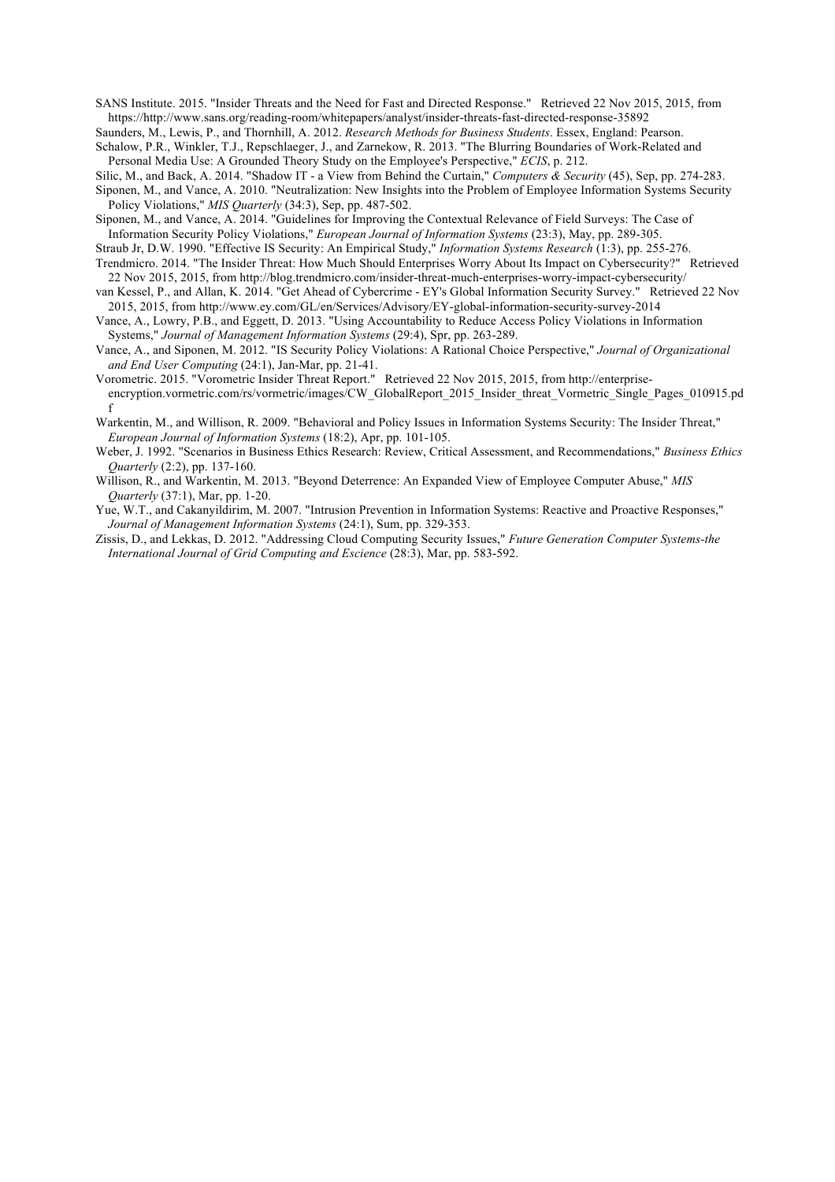SANS Institute. 2015. "Insider Threats and the Need for Fast and Directed Response." Retrieved 22 Nov 2015, 2015, from https://http://www.sans.org/reading-room/whitepapers/analyst/insider-threats-fast-directed-response-35892

Saunders, M., Lewis, P., and Thornhill, A. 2012. *Research Methods for Business Students*. Essex, England: Pearson.

Schalow, P.R., Winkler, T.J., Repschlaeger, J., and Zarnekow, R. 2013. "The Blurring Boundaries of Work-Related and Personal Media Use: A Grounded Theory Study on the Employee's Perspective," *ECIS*, p. 212.

Silic, M., and Back, A. 2014. "Shadow IT - a View from Behind the Curtain," *Computers & Security* (45), Sep, pp. 274-283.

Siponen, M., and Vance, A. 2010. "Neutralization: New Insights into the Problem of Employee Information Systems Security Policy Violations," *MIS Quarterly* (34:3), Sep, pp. 487-502.

Siponen, M., and Vance, A. 2014. "Guidelines for Improving the Contextual Relevance of Field Surveys: The Case of Information Security Policy Violations," *European Journal of Information Systems* (23:3), May, pp. 289-305.

Straub Jr, D.W. 1990. "Effective IS Security: An Empirical Study," *Information Systems Research* (1:3), pp. 255-276.

Trendmicro. 2014. "The Insider Threat: How Much Should Enterprises Worry About Its Impact on Cybersecurity?" Retrieved 22 Nov 2015, 2015, from http://blog.trendmicro.com/insider-threat-much-enterprises-worry-impact-cybersecurity/

van Kessel, P., and Allan, K. 2014. "Get Ahead of Cybercrime - EY's Global Information Security Survey." Retrieved 22 Nov 2015, 2015, from http://www.ey.com/GL/en/Services/Advisory/EY-global-information-security-survey-2014

Vance, A., Lowry, P.B., and Eggett, D. 2013. "Using Accountability to Reduce Access Policy Violations in Information Systems," *Journal of Management Information Systems* (29:4), Spr, pp. 263-289.

Vance, A., and Siponen, M. 2012. "IS Security Policy Violations: A Rational Choice Perspective," *Journal of Organizational and End User Computing* (24:1), Jan-Mar, pp. 21-41.

Vorometric. 2015. "Vorometric Insider Threat Report." Retrieved 22 Nov 2015, 2015, from http://enterprise-encryption.vormetric.com/rs/vormetric/images/CW_GlobalReport_2015_Insider_threat_Vormetric_Single_Pages_010915.pdf

Warkentin, M., and Willison, R. 2009. "Behavioral and Policy Issues in Information Systems Security: The Insider Threat," *European Journal of Information Systems* (18:2), Apr, pp. 101-105.

Weber, J. 1992. "Scenarios in Business Ethics Research: Review, Critical Assessment, and Recommendations," *Business Ethics Quarterly* (2:2), pp. 137-160.

Willison, R., and Warkentin, M. 2013. "Beyond Deterrence: An Expanded View of Employee Computer Abuse," *MIS Quarterly* (37:1), Mar, pp. 1-20.

Yue, W.T., and Cakanyildirim, M. 2007. "Intrusion Prevention in Information Systems: Reactive and Proactive Responses," *Journal of Management Information Systems* (24:1), Sum, pp. 329-353.

Zissis, D., and Lekkas, D. 2012. "Addressing Cloud Computing Security Issues," *Future Generation Computer Systems-the International Journal of Grid Computing and Escience* (28:3), Mar, pp. 583-592.